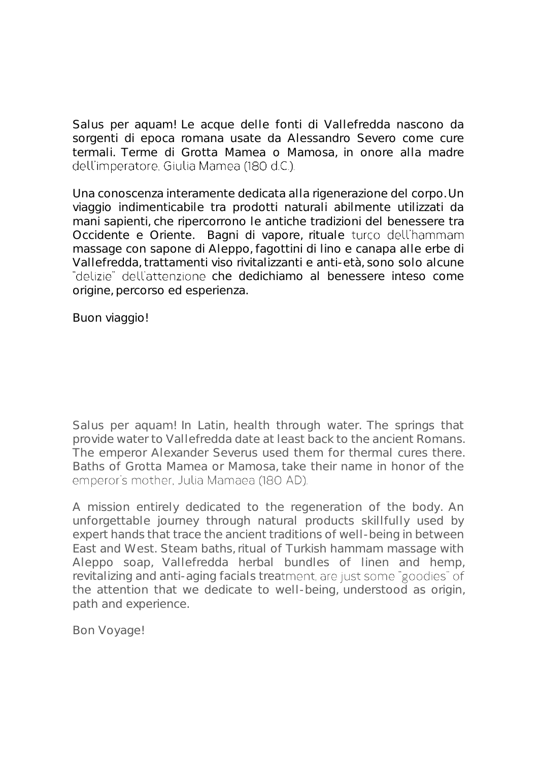Salus per aquam! Le acque delle fonti di Vallefredda nascono da sorgenti di epoca romana usate da Alessandro Severo come cure termali. Terme di Grotta Mamea o Mamosa, in onore alla madre dell'imperatore, Giulia Mamea (180 d.C.).

Una conoscenza interamente dedicata alla rigenerazione del corpo. Un viaggio indimenticabile tra prodotti naturali abilmente utilizzati da mani sapienti, che ripercorrono le antiche tradizioni del benessere tra Occidente e Oriente. Bagni di vapore, rituale turco dell'hammam massage con sapone di Aleppo, fagottini di lino e canapa alle erbe di Vallefredda, trattamenti viso rivitalizzanti e anti-età, sono solo alcune "delizie" dell'attenzione che dedichiamo al benessere inteso come origine, percorso ed esperienza.

Buon viaggio!

Salus per aquam! In Latin, health through water. The springs that provide water to Vallefredda date at least back to the ancient Romans. The emperor Alexander Severus used them for thermal cures there. Baths of Grotta Mamea or Mamosa, take their name in honor of the emperor's mother, Julia Mamaea (180 AD).

A mission entirely dedicated to the regeneration of the body. An unforgettable journey through natural products skillfully used by expert hands that trace the ancient traditions of well-being in between East and West. Steam baths, ritual of Turkish hammam massage with Aleppo soap, Vallefredda herbal bundles of linen and hemp, revitalizing and anti-aging facials treatment, are just some "goodies" of the attention that we dedicate to well-being, understood as origin, path and experience.

Bon Voyage!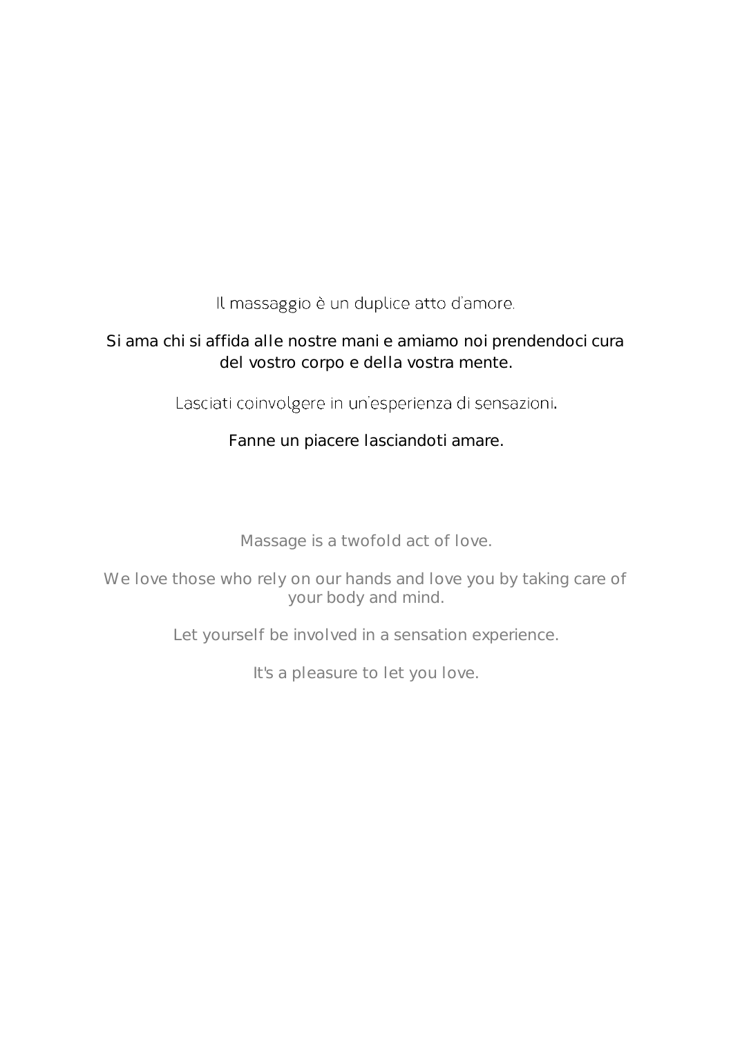Il massaggio è un duplice atto d'amore.

Si ama chi si affida alle nostre mani e amiamo noi prendendoci cura del vostro corpo e della vostra mente.

Lasciati coinvolgere in un'esperienza di sensazioni.

Fanne un piacere lasciandoti amare.

Massage is a twofold act of love.

We love those who rely on our hands and love you by taking care of your body and mind.

Let yourself be involved in a sensation experience.

It's a pleasure to let you love.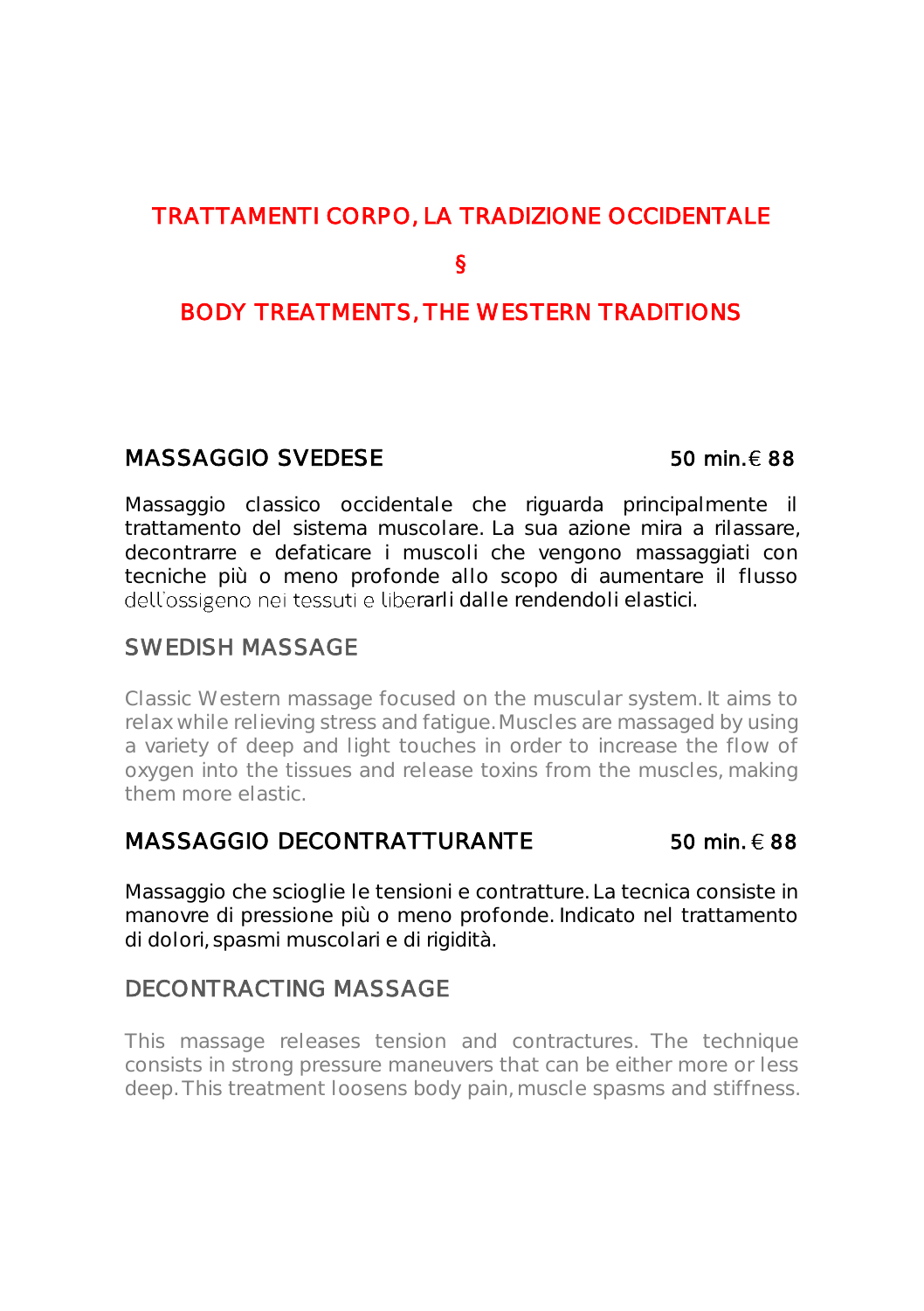# TRATTAMENTI CORPO, LA TRADIZIONE OCCIDENTALE

§

# BODY TREATMENTS, THE WESTERN TRADITIONS

## MASSAGGIO SVEDESE 50 min. € 88

Massaggio classico occidentale che riguarda principalmente il trattamento del sistema muscolare. La sua azione mira a rilassare, decontrarre e defaticare i muscoli che vengono massaggiati con tecniche più o meno profonde allo scopo di aumentare il flusso dell'ossigeno nei tessuti e liberarli dalle rendendoli elastici.

## SWEDISH MASSAGE

Classic Western massage focused on the muscular system. It aims to relax while relieving stress and fatigue. Muscles are massaged by using a variety of deep and light touches in order to increase the flow of oxygen into the tissues and release toxins from the muscles, making them more elastic.

## MASSAGGIO DECONTRATTURANTE 50 min. € 88

Massaggio che scioglie le tensioni e contratture. La tecnica consiste in manovre di pressione più o meno profonde. Indicato nel trattamento di dolori, spasmi muscolari e di rigidità.

## DECONTRACTING MASSAGE

This massage releases tension and contractures. The technique consists in strong pressure maneuvers that can be either more or less deep. This treatment loosens body pain, muscle spasms and stiffness.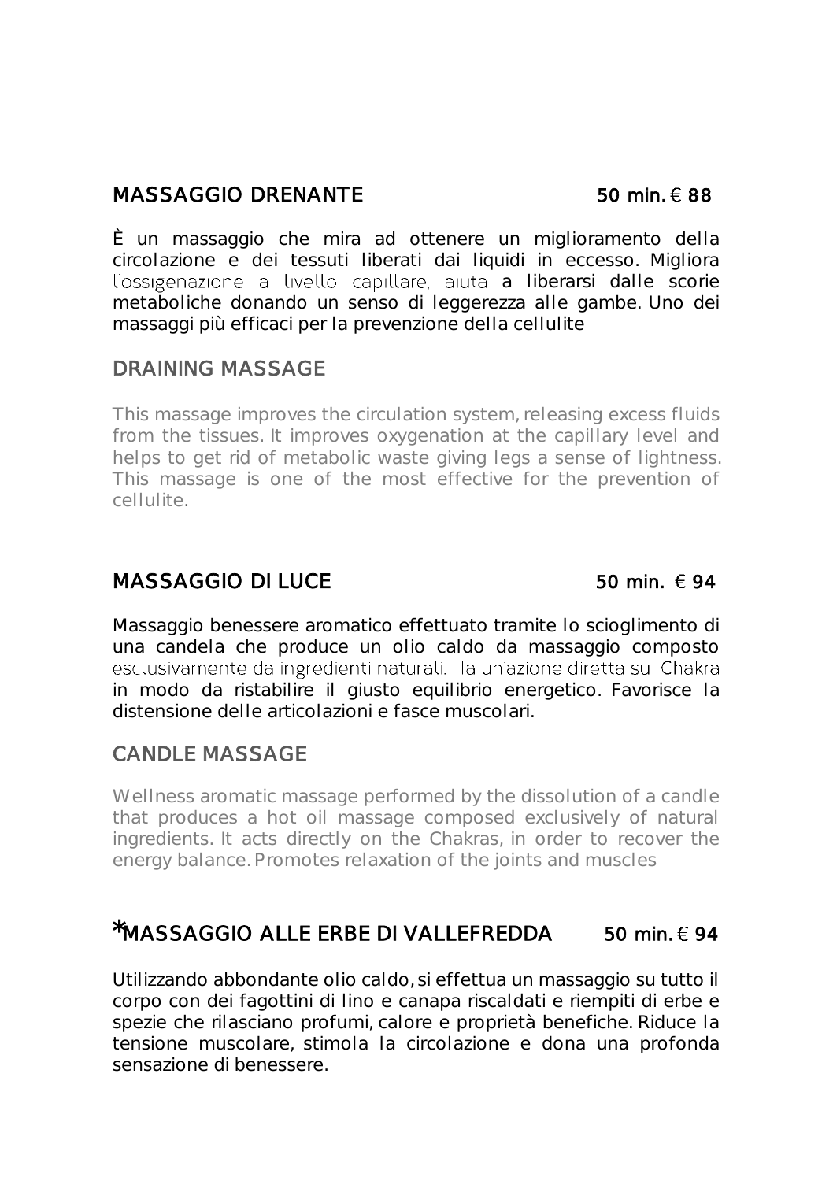## MASSAGGIO DRENANTE 50 min. € 88

È un massaggio che mira ad ottenere un miglioramento della circolazione e dei tessuti liberati dai liquidi in eccesso. Migliora l'ossigenazione a livello capillare, aiuta a liberarsi dalle scorie metaboliche donando un senso di leggerezza alle gambe. Uno dei massaggi più efficaci per la prevenzione della cellulite

## DRAINING MASSAGE

This massage improves the circulation system, releasing excess fluids from the tissues. It improves oxygenation at the capillary level and helps to get rid of metabolic waste giving legs a sense of lightness. This massage is one of the most effective for the prevention of cellulite.

## MASSAGGIO DI LUCE 50 min. € 94

Massaggio benessere aromatico effettuato tramite lo scioglimento di una candela che produce un olio caldo da massaggio composto esclusivamente da ingredienti naturali. Ha un'azione diretta sui Chakra in modo da ristabilire il giusto equilibrio energetico. Favorisce la distensione delle articolazioni e fasce muscolari.

## CANDLE MASSAGE

Wellness aromatic massage performed by the dissolution of a candle that produces a hot oil massage composed exclusively of natural ingredients. It acts directly on the Chakras, in order to recover the energy balance. Promotes relaxation of the joints and muscles

## *MASSAGGIO ALLE ERBE DI VALLEFREDDA 50 min. € 94

Utilizzando abbondante olio caldo, si effettua un massaggio su tutto il corpo con dei fagottini di lino e canapa riscaldati e riempiti di erbe e spezie che rilasciano profumi, calore e proprietà benefiche. Riduce la tensione muscolare, stimola la circolazione e dona una profonda sensazione di benessere.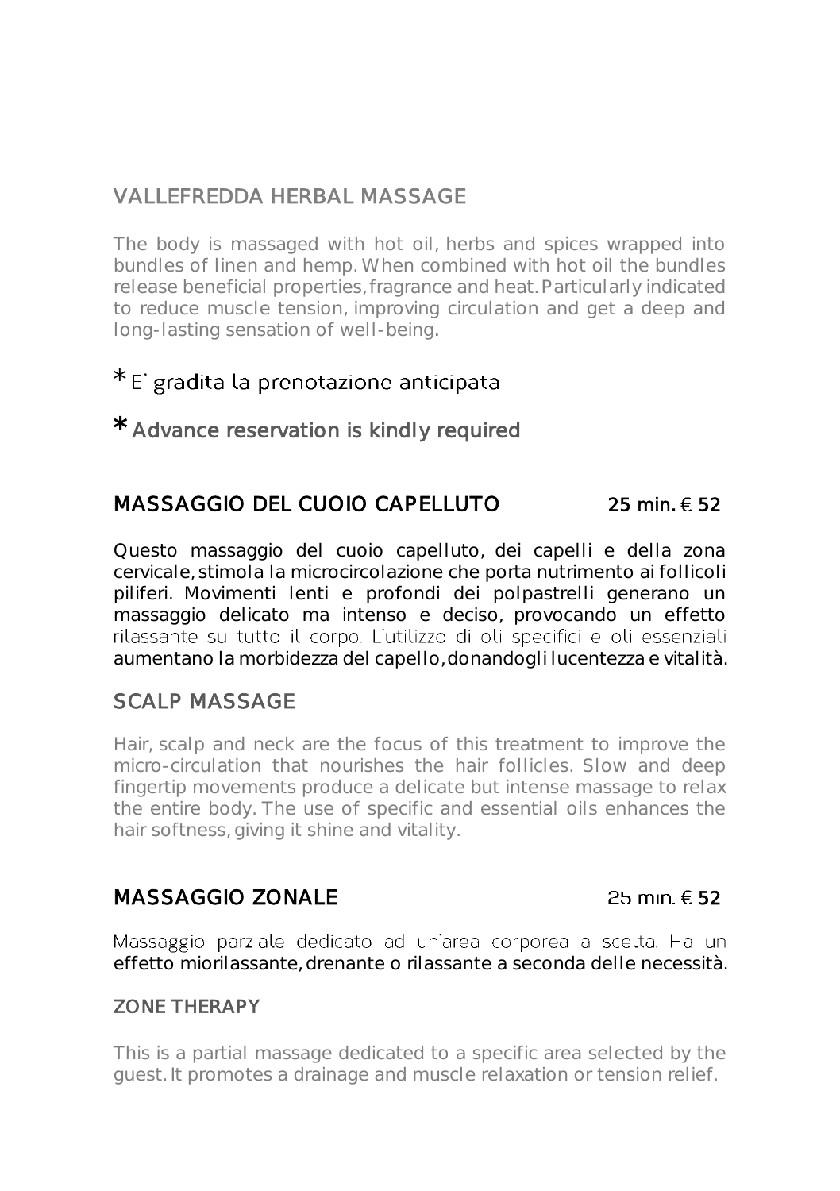## VALLEFREDDA HERBAL MASSAGE

The body is massaged with hot oil, herbs and spices wrapped into bundles of linen and hemp. When combined with hot oil the bundles release beneficial properties, fragrance and heat. Particularly indicated to reduce muscle tension, improving circulation and get a deep and long-lasting sensation of well-being.

*E' gradita la prenotazione anticipata

*Advance reservation is kindly required

## MASSAGGIO DEL CUOIO CAPELLUTO 25 min. € 52

Questo massaggio del cuoio capelluto, dei capelli e della zona cervicale, stimola la microcircolazione che porta nutrimento ai follicoli piliferi. Movimenti lenti e profondi dei polpastrelli generano un massaggio delicato ma intenso e deciso, provocando un effetto rilassante su tutto il corpo. L'utilizzo di oli specifici e oli essenziali aumentano la morbidezza del capello, donandogli lucentezza e vitalità.

## SCALP MASSAGE

Hair, scalp and neck are the focus of this treatment to improve the micro-circulation that nourishes the hair follicles. Slow and deep fingertip movements produce a delicate but intense massage to relax the entire body. The use of specific and essential oils enhances the hair softness, giving it shine and vitality.

## MASSAGGIO ZONALE 25 min. € 52

Massaggio parziale dedicato ad un'area corporea a scelta. Ha un effetto miorilassante, drenante o rilassante a seconda delle necessità.

### ZONE THERAPY

This is a partial massage dedicated to a specific area selected by the guest. It promotes a drainage and muscle relaxation or tension relief.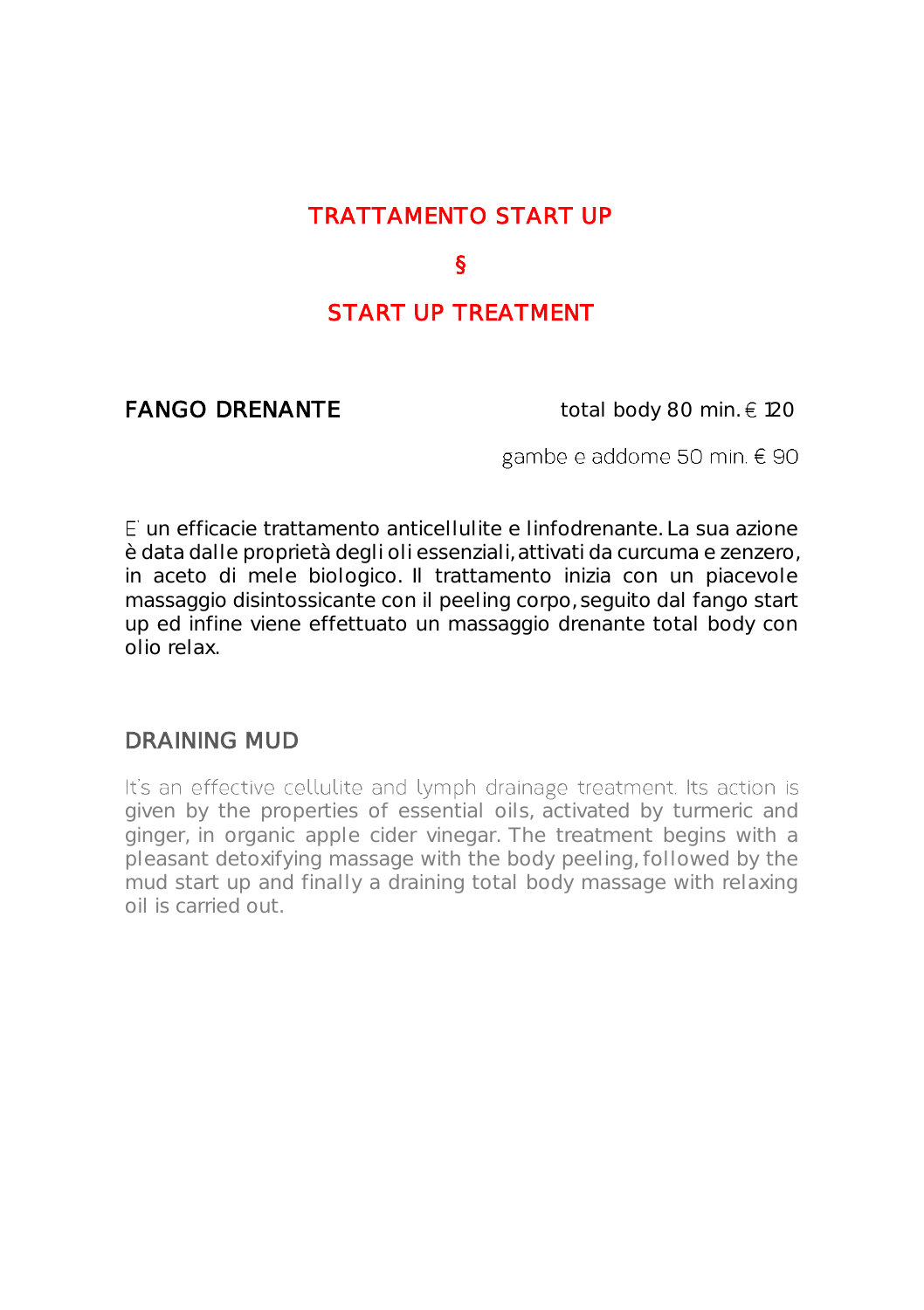## TRATTAMENTO START UP

## §

## START UP TREATMENT

**FANGO DRENANTE**

total body 80 min. € 120

gambe e addome 50 min. € 90

E' un efficacie trattamento anticellulite e linfodrenante. La sua azione è data dalle proprietà degli oli essenziali, attivati da curcuma e zenzero, in aceto di mele biologico. Il trattamento inizia con un piacevole massaggio disintossicante con il peeling corpo, seguito dal fango start up ed infine viene effettuato un massaggio drenante total body con olio relax.

**DRAINING MUD**

It's an effective cellulite and lymph drainage treatment. Its action is given by the properties of essential oils, activated by turmeric and ginger, in organic apple cider vinegar. The treatment begins with a pleasant detoxifying massage with the body peeling, followed by the mud start up and finally a draining total body massage with relaxing oil is carried out.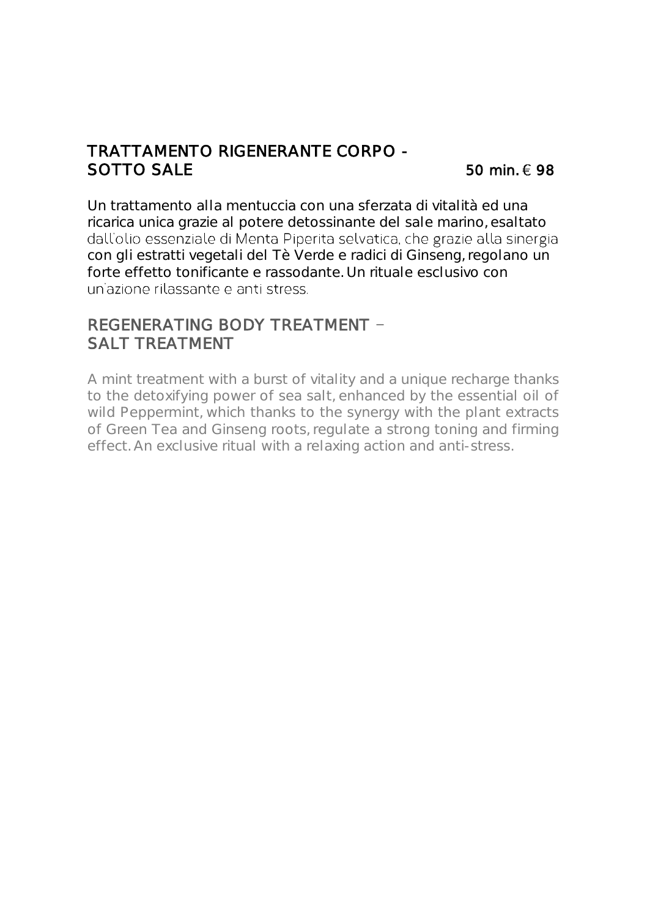## TRATTAMENTO RIGENERANTE CORPO - SOTTO SALE

**50 min. € 98**

Un trattamento alla mentuccia con una sferzata di vitalità ed una ricarica unica grazie al potere detossinante del sale marino, esaltato dall'olio essenziale di Menta Piperita selvatica, che grazie alla sinergia con gli estratti vegetali del Tè Verde e radici di Ginseng, regolano un forte effetto tonificante e rassodante. Un rituale esclusivo con un'azione rilassante e anti stress.

## REGENERATING BODY TREATMENT – SALT TREATMENT

A mint treatment with a burst of vitality and a unique recharge thanks to the detoxifying power of sea salt, enhanced by the essential oil of wild Peppermint, which thanks to the synergy with the plant extracts of Green Tea and Ginseng roots, regulate a strong toning and firming effect. An exclusive ritual with a relaxing action and anti-stress.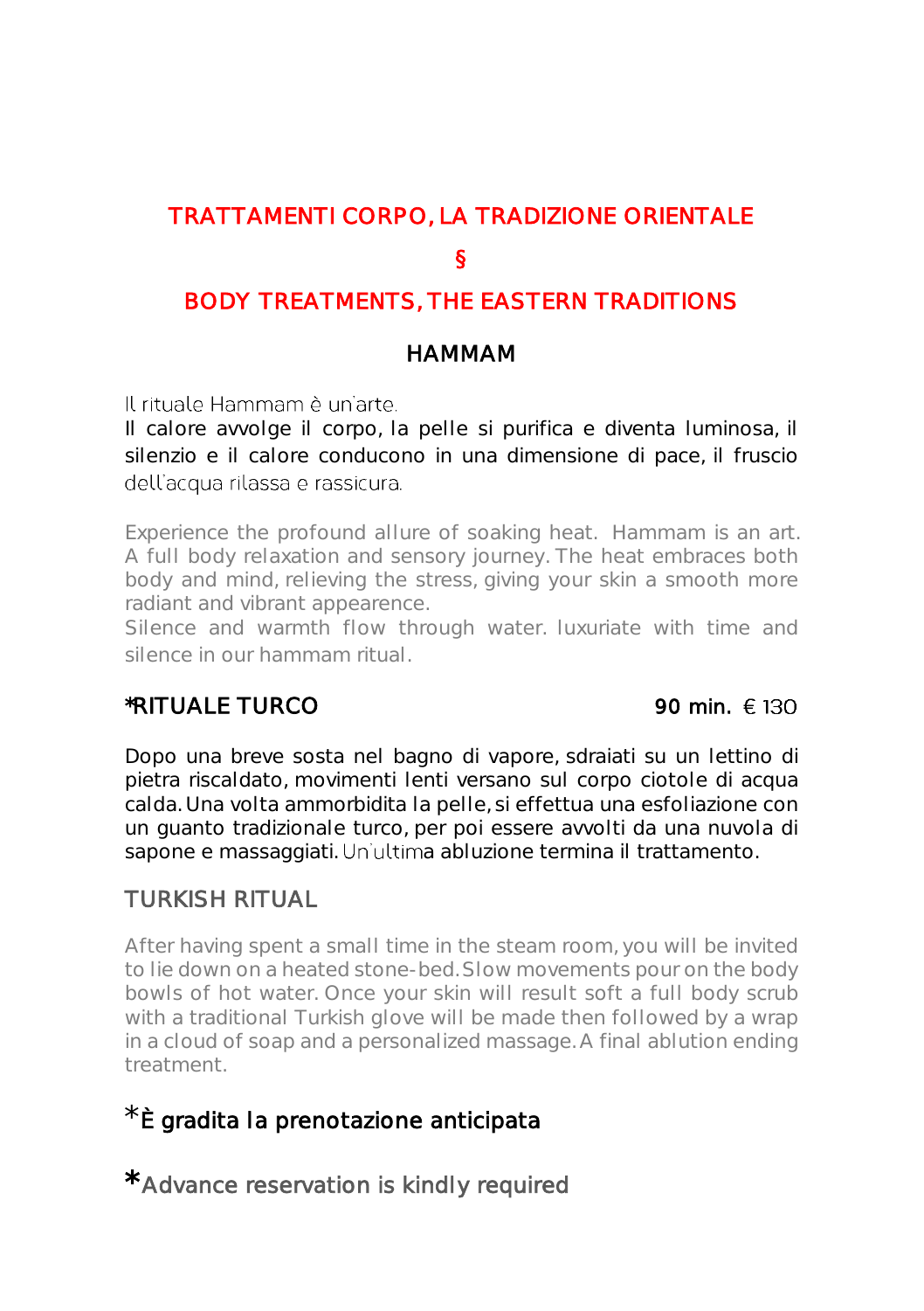# TRATTAMENTI CORPO, LA TRADIZIONE ORIENTALE

§

# BODY TREATMENTS, THE EASTERN TRADITIONS

## HAMMAM

Il rituale Hammam è un'arte.
Il calore avvolge il corpo, la pelle si purifica e diventa luminosa, il silenzio e il calore conducono in una dimensione di pace, il fruscio dell'acqua rilassa e rassicura.

Experience the profound allure of soaking heat. Hammam is an art. A full body relaxation and sensory journey. The heat embraces both body and mind, relieving the stress, giving your skin a smooth more radiant and vibrant appearence.
Silence and warmth flow through water. luxuriate with time and silence in our hammam ritual.

### *RITUALE TURCO — 90 min. € 130

Dopo una breve sosta nel bagno di vapore, sdraiati su un lettino di pietra riscaldato, movimenti lenti versano sul corpo ciotole di acqua calda. Una volta ammorbidita la pelle, si effettua una esfoliazione con un guanto tradizionale turco, per poi essere avvolti da una nuvola di sapone e massaggiati. Un'ultima abluzione termina il trattamento.

### TURKISH RITUAL

After having spent a small time in the steam room, you will be invited to lie down on a heated stone-bed. Slow movements pour on the body bowls of hot water. Once your skin will result soft a full body scrub with a traditional Turkish glove will be made then followed by a wrap in a cloud of soap and a personalized massage. A final ablution ending treatment.

*È gradita la prenotazione anticipata

*Advance reservation is kindly required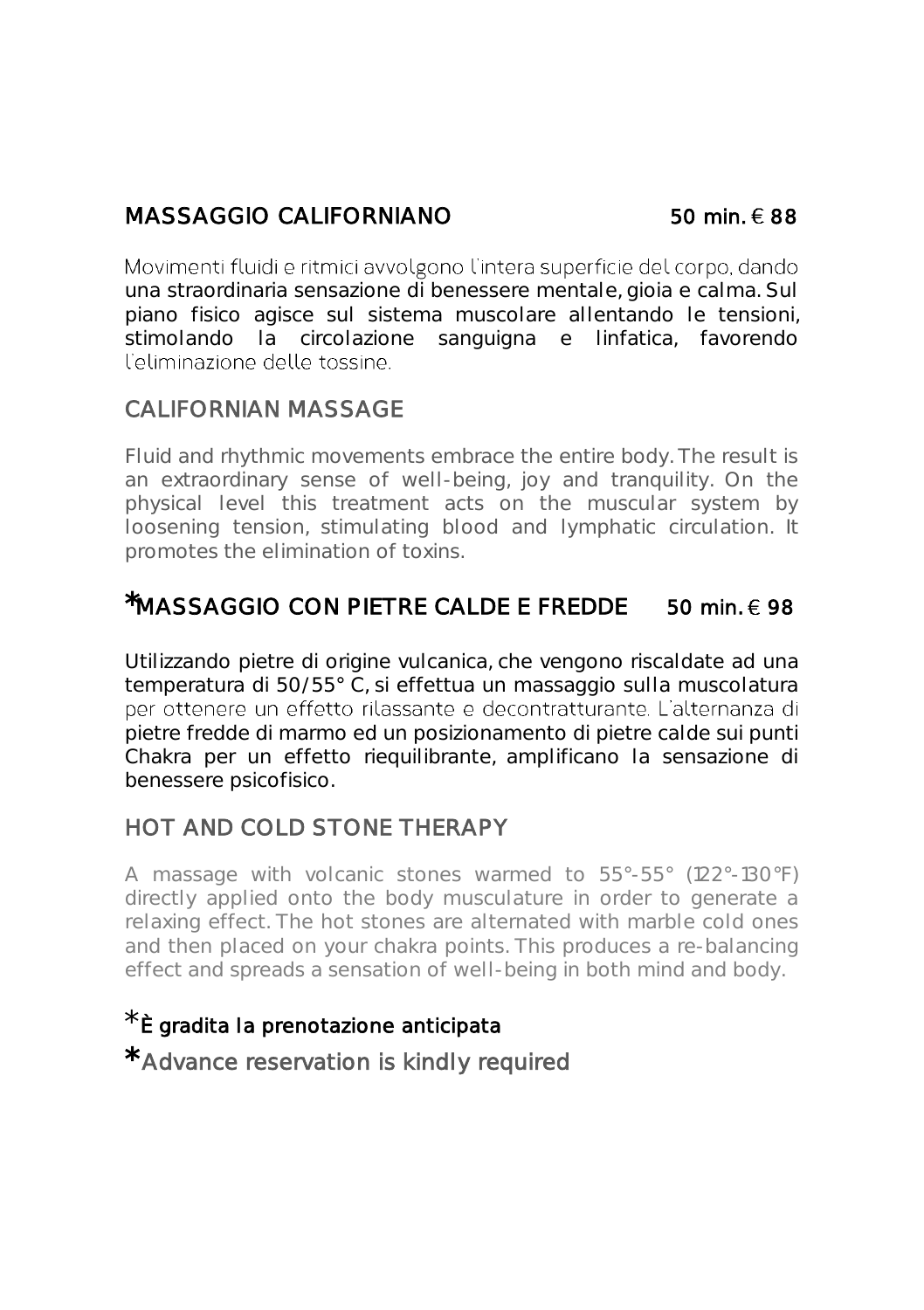## MASSAGGIO CALIFORNIANO 50 min. € 88

Movimenti fluidi e ritmici avvolgono l'intera superficie del corpo, dando una straordinaria sensazione di benessere mentale, gioia e calma. Sul piano fisico agisce sul sistema muscolare allentando le tensioni, stimolando la circolazione sanguigna e linfatica, favorendo l'eliminazione delle tossine.

## CALIFORNIAN MASSAGE

Fluid and rhythmic movements embrace the entire body. The result is an extraordinary sense of well-being, joy and tranquility. On the physical level this treatment acts on the muscular system by loosening tension, stimulating blood and lymphatic circulation. It promotes the elimination of toxins.

## *MASSAGGIO CON PIETRE CALDE E FREDDE 50 min. € 98

Utilizzando pietre di origine vulcanica, che vengono riscaldate ad una temperatura di 50/55° C, si effettua un massaggio sulla muscolatura per ottenere un effetto rilassante e decontratturante. L'alternanza di pietre fredde di marmo ed un posizionamento di pietre calde sui punti Chakra per un effetto riequilibrante, amplificano la sensazione di benessere psicofisico.

## HOT AND COLD STONE THERAPY

A massage with volcanic stones warmed to 55°-55° (122°-130°F) directly applied onto the body musculature in order to generate a relaxing effect. The hot stones are alternated with marble cold ones and then placed on your chakra points. This produces a re-balancing effect and spreads a sensation of well-being in both mind and body.

*È gradita la prenotazione anticipata

*Advance reservation is kindly required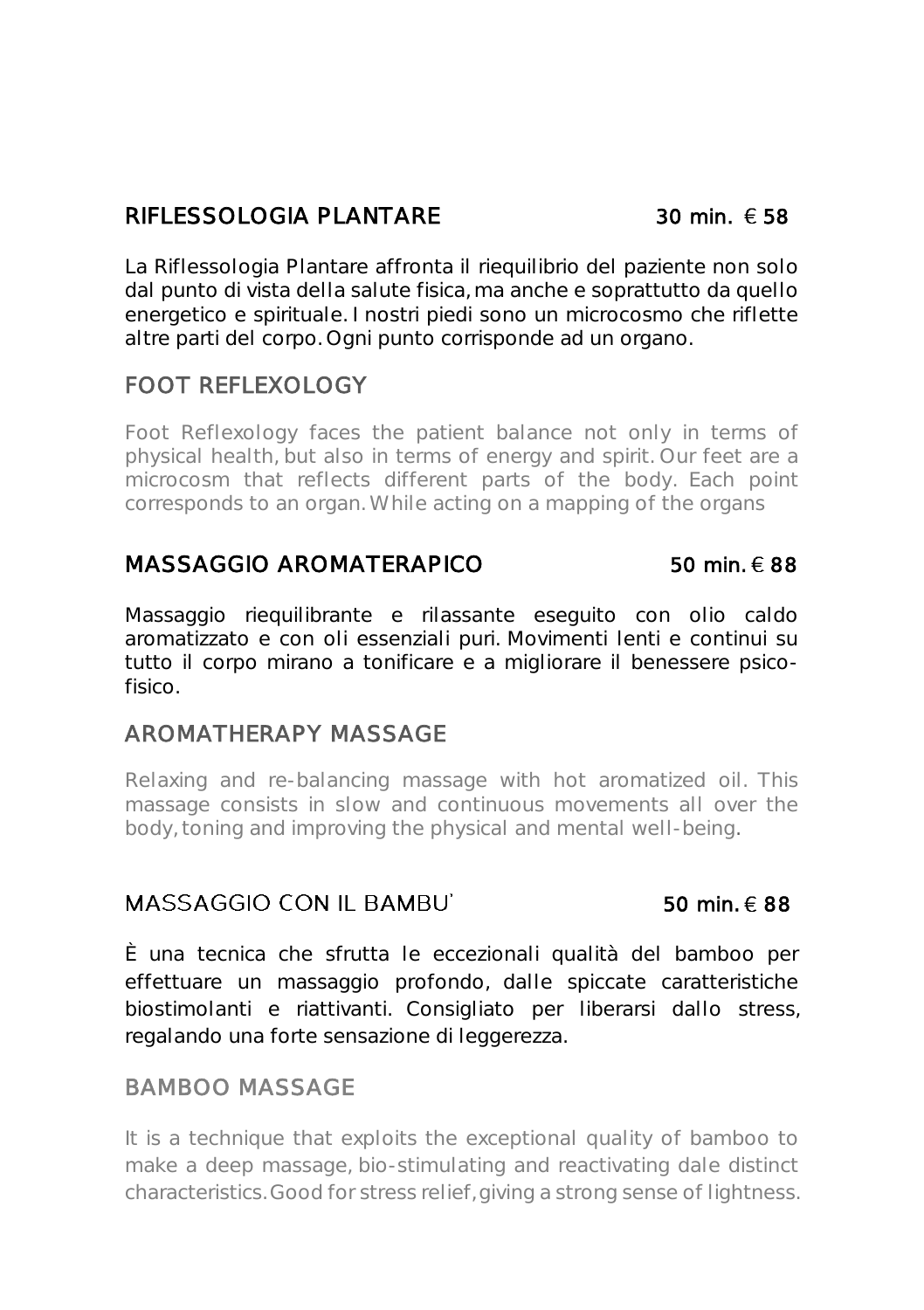## RIFLESSOLOGIA PLANTARE 30 min. € 58

La Riflessologia Plantare affronta il riequilibrio del paziente non solo dal punto di vista della salute fisica, ma anche e soprattutto da quello energetico e spirituale. I nostri piedi sono un microcosmo che riflette altre parti del corpo. Ogni punto corrisponde ad un organo.

## FOOT REFLEXOLOGY

Foot Reflexology faces the patient balance not only in terms of physical health, but also in terms of energy and spirit. Our feet are a microcosm that reflects different parts of the body. Each point corresponds to an organ. While acting on a mapping of the organs

## MASSAGGIO AROMATERAPICO 50 min. € 88

Massaggio riequilibrante e rilassante eseguito con olio caldo aromatizzato e con oli essenziali puri. Movimenti lenti e continui su tutto il corpo mirano a tonificare e a migliorare il benessere psico-fisico.

## AROMATHERAPY MASSAGE

Relaxing and re-balancing massage with hot aromatized oil. This massage consists in slow and continuous movements all over the body, toning and improving the physical and mental well-being.

## MASSAGGIO CON IL BAMBU' 50 min. € 88

È una tecnica che sfrutta le eccezionali qualità del bamboo per effettuare un massaggio profondo, dalle spiccate caratteristiche biostimolanti e riattivanti. Consigliato per liberarsi dallo stress, regalando una forte sensazione di leggerezza.

## BAMBOO MASSAGE

It is a technique that exploits the exceptional quality of bamboo to make a deep massage, bio-stimulating and reactivating dale distinct characteristics. Good for stress relief, giving a strong sense of lightness.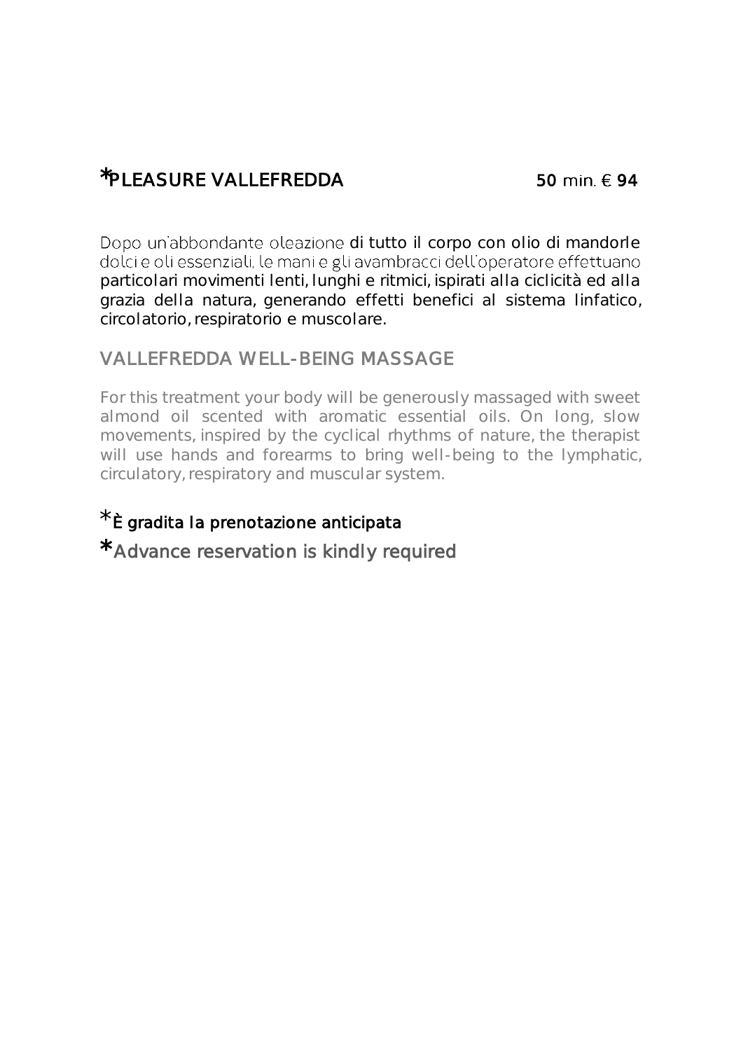## *PLEASURE VALLEFREDDA 50 min. € 94

Dopo un'abbondante oleazione di tutto il corpo con olio di mandorle dolci e oli essenziali, le mani e gli avambracci dell'operatore effettuano particolari movimenti lenti, lunghi e ritmici, ispirati alla ciclicità ed alla grazia della natura, generando effetti benefici al sistema linfatico, circolatorio, respiratorio e muscolare.

### VALLEFREDDA WELL-BEING MASSAGE

For this treatment your body will be generously massaged with sweet almond oil scented with aromatic essential oils. On long, slow movements, inspired by the cyclical rhythms of nature, the therapist will use hands and forearms to bring well-being to the lymphatic, circulatory, respiratory and muscular system.

*È gradita la prenotazione anticipata

*Advance reservation is kindly required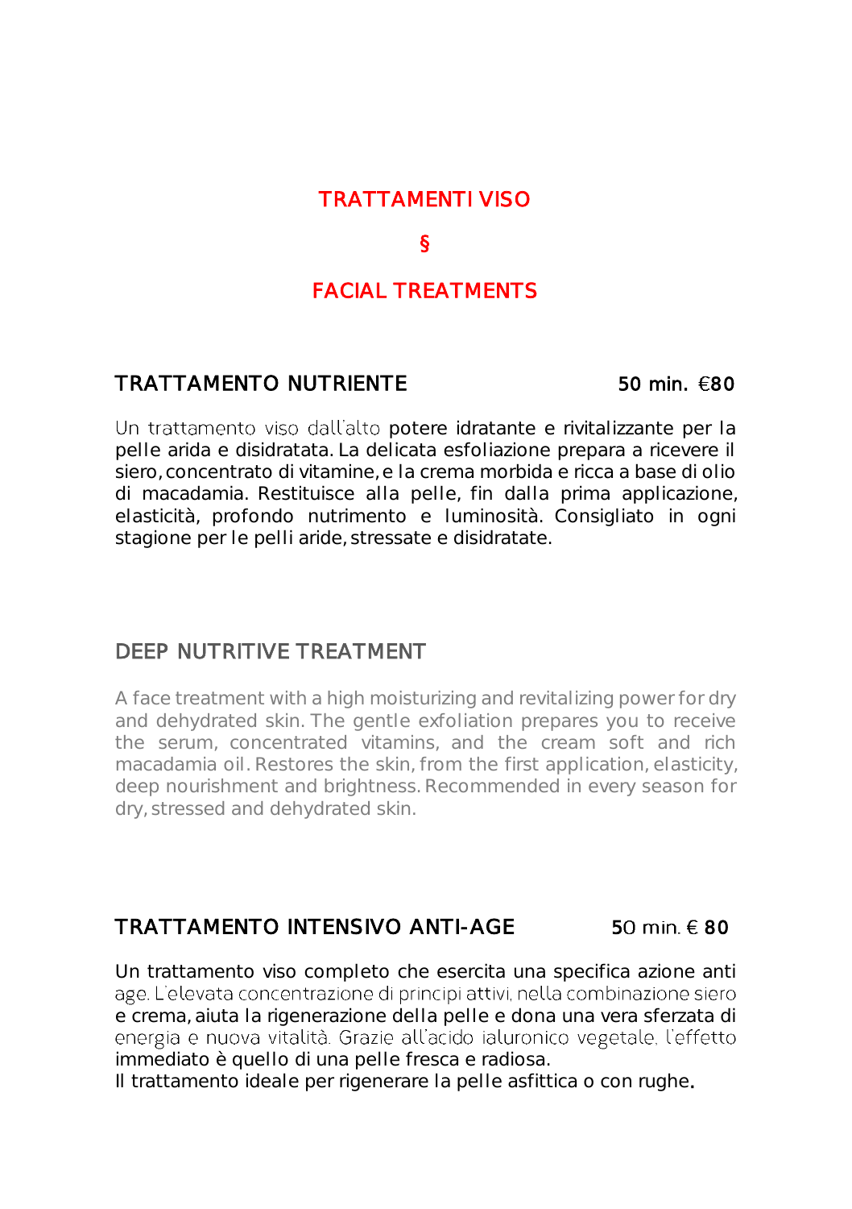# TRATTAMENTI VISO

§

# FACIAL TREATMENTS

## TRATTAMENTO NUTRIENTE 50 min. €80

Un trattamento viso dall'alto potere idratante e rivitalizzante per la pelle arida e disidratata. La delicata esfoliazione prepara a ricevere il siero, concentrato di vitamine, e la crema morbida e ricca a base di olio di macadamia. Restituisce alla pelle, fin dalla prima applicazione, elasticità, profondo nutrimento e luminosità. Consigliato in ogni stagione per le pelli aride, stressate e disidratate.

## DEEP NUTRITIVE TREATMENT

A face treatment with a high moisturizing and revitalizing power for dry and dehydrated skin. The gentle exfoliation prepares you to receive the serum, concentrated vitamins, and the cream soft and rich macadamia oil. Restores the skin, from the first application, elasticity, deep nourishment and brightness. Recommended in every season for dry, stressed and dehydrated skin.

## TRATTAMENTO INTENSIVO ANTI-AGE 50 min. € 80

Un trattamento viso completo che esercita una specifica azione anti age. L'elevata concentrazione di principi attivi, nella combinazione siero e crema, aiuta la rigenerazione della pelle e dona una vera sferzata di energia e nuova vitalità. Grazie all'acido ialuronico vegetale, l'effetto immediato è quello di una pelle fresca e radiosa.
Il trattamento ideale per rigenerare la pelle asfittica o con rughe.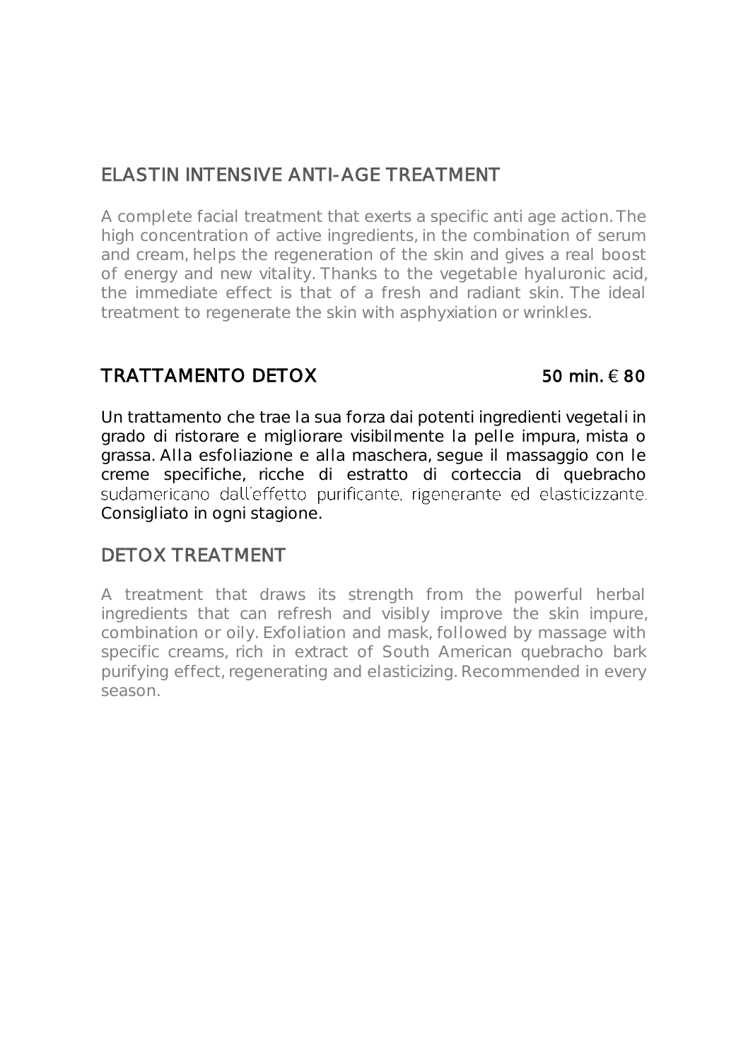## ELASTIN INTENSIVE ANTI-AGE TREATMENT

A complete facial treatment that exerts a specific anti age action. The high concentration of active ingredients, in the combination of serum and cream, helps the regeneration of the skin and gives a real boost of energy and new vitality. Thanks to the vegetable hyaluronic acid, the immediate effect is that of a fresh and radiant skin. The ideal treatment to regenerate the skin with asphyxiation or wrinkles.

## TRATTAMENTO DETOX 50 min. € 80

Un trattamento che trae la sua forza dai potenti ingredienti vegetali in grado di ristorare e migliorare visibilmente la pelle impura, mista o grassa. Alla esfoliazione e alla maschera, segue il massaggio con le creme specifiche, ricche di estratto di corteccia di quebracho sudamericano dall'effetto purificante, rigenerante ed elasticizzante. Consigliato in ogni stagione.

## DETOX TREATMENT

A treatment that draws its strength from the powerful herbal ingredients that can refresh and visibly improve the skin impure, combination or oily. Exfoliation and mask, followed by massage with specific creams, rich in extract of South American quebracho bark purifying effect, regenerating and elasticizing. Recommended in every season.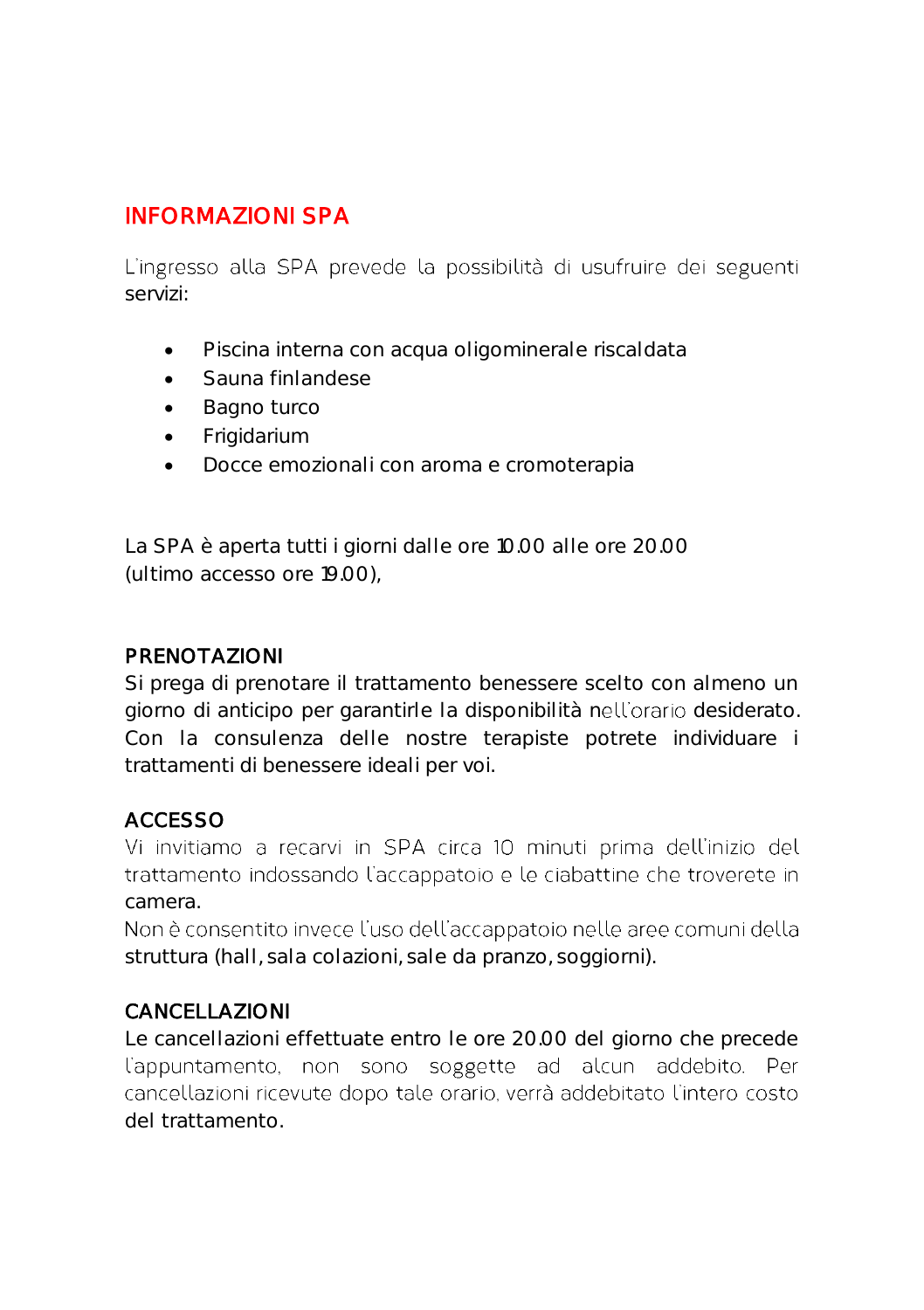## INFORMAZIONI SPA

L'ingresso alla SPA prevede la possibilità di usufruire dei seguenti servizi:

- Piscina interna con acqua oligominerale riscaldata
- Sauna finlandese
- Bagno turco
- Frigidarium
- Docce emozionali con aroma e cromoterapia

La SPA è aperta tutti i giorni dalle ore 10.00 alle ore 20.00
(ultimo accesso ore 19.00),

**PRENOTAZIONI**
Si prega di prenotare il trattamento benessere scelto con almeno un giorno di anticipo per garantirle la disponibilità nell'orario desiderato. Con la consulenza delle nostre terapiste potrete individuare i trattamenti di benessere ideali per voi.

**ACCESSO**
Vi invitiamo a recarvi in SPA circa 10 minuti prima dell'inizio del trattamento indossando l'accappatoio e le ciabattine che troverete in camera.
Non è consentito invece l'uso dell'accappatoio nelle aree comuni della struttura (hall, sala colazioni, sale da pranzo, soggiorni).

**CANCELLAZIONI**
Le cancellazioni effettuate entro le ore 20.00 del giorno che precede l'appuntamento, non sono soggette ad alcun addebito. Per cancellazioni ricevute dopo tale orario, verrà addebitato l'intero costo del trattamento.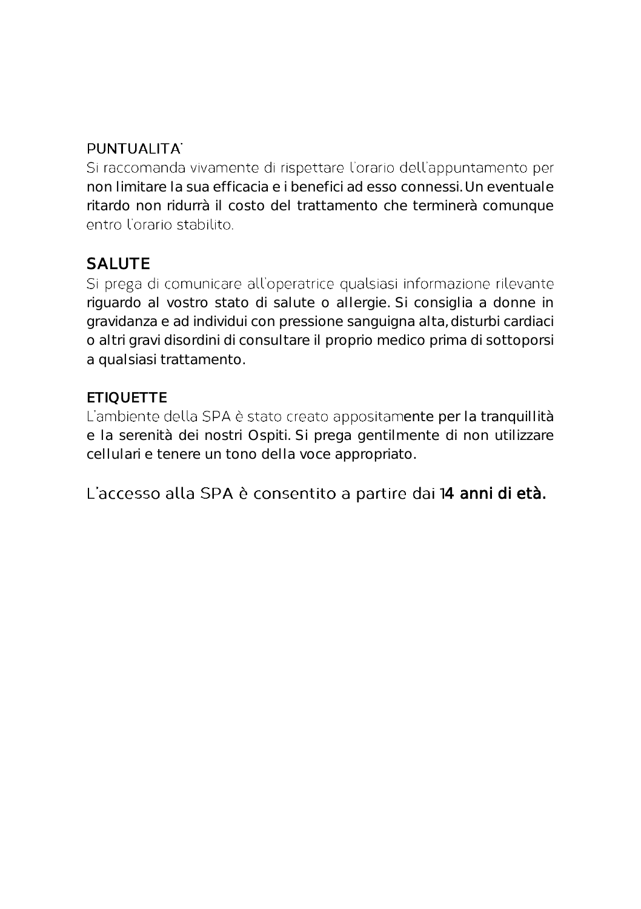## PUNTUALITA'

Si raccomanda vivamente di rispettare l'orario dell'appuntamento per non limitare la sua efficacia e i benefici ad esso connessi. Un eventuale ritardo non ridurrà il costo del trattamento che terminerà comunque entro l'orario stabilito.

## SALUTE

Si prega di comunicare all'operatrice qualsiasi informazione rilevante riguardo al vostro stato di salute o allergie. Si consiglia a donne in gravidanza e ad individui con pressione sanguigna alta, disturbi cardiaci o altri gravi disordini di consultare il proprio medico prima di sottoporsi a qualsiasi trattamento.

## ETIQUETTE

L'ambiente della SPA è stato creato appositamente per la tranquillità e la serenità dei nostri Ospiti. Si prega gentilmente di non utilizzare cellulari e tenere un tono della voce appropriato.

L'accesso alla SPA è consentito a partire dai **14 anni di età.**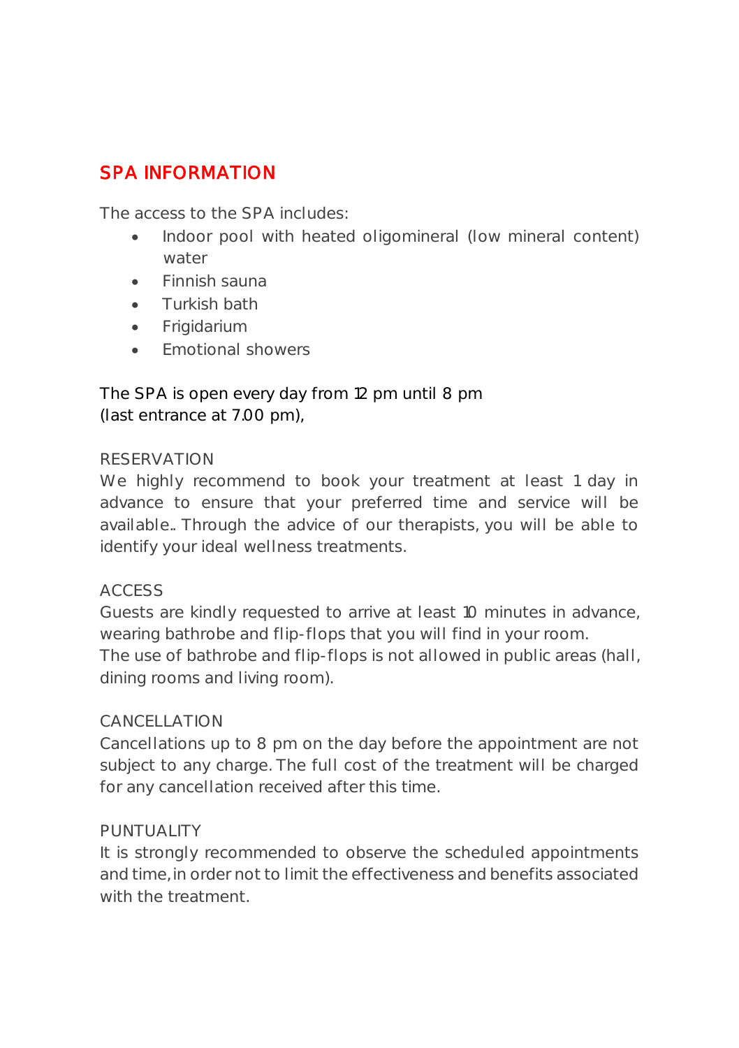# SPA INFORMATION

The access to the SPA includes:

- Indoor pool with heated oligomineral (low mineral content) water
- Finnish sauna
- Turkish bath
- Frigidarium
- Emotional showers

The SPA is open every day from 12 pm until 8 pm
(last entrance at 7.00 pm),

RESERVATION
We highly recommend to book your treatment at least 1 day in advance to ensure that your preferred time and service will be available.. Through the advice of our therapists, you will be able to identify your ideal wellness treatments.

ACCESS
Guests are kindly requested to arrive at least 10 minutes in advance, wearing bathrobe and flip-flops that you will find in your room.
The use of bathrobe and flip-flops is not allowed in public areas (hall, dining rooms and living room).

CANCELLATION
Cancellations up to 8 pm on the day before the appointment are not subject to any charge. The full cost of the treatment will be charged for any cancellation received after this time.

PUNTUALITY
It is strongly recommended to observe the scheduled appointments and time, in order not to limit the effectiveness and benefits associated with the treatment.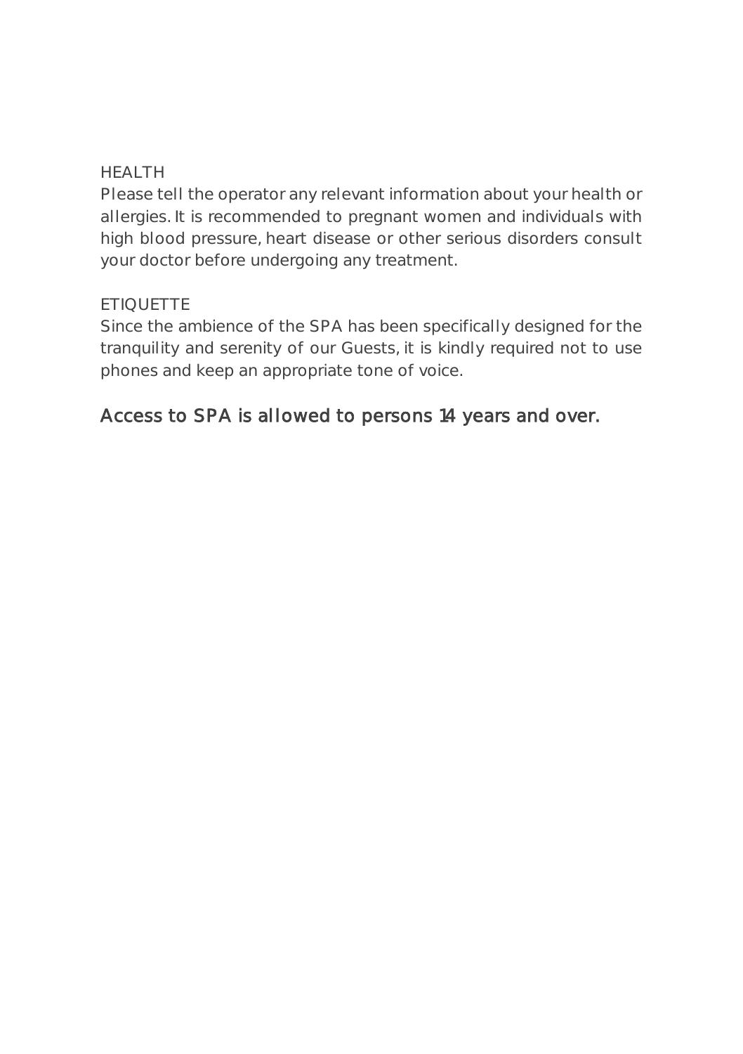## HEALTH

Please tell the operator any relevant information about your health or allergies. It is recommended to pregnant women and individuals with high blood pressure, heart disease or other serious disorders consult your doctor before undergoing any treatment.

## ETIQUETTE

Since the ambience of the SPA has been specifically designed for the tranquility and serenity of our Guests, it is kindly required not to use phones and keep an appropriate tone of voice.

### Access to SPA is allowed to persons 14 years and over.